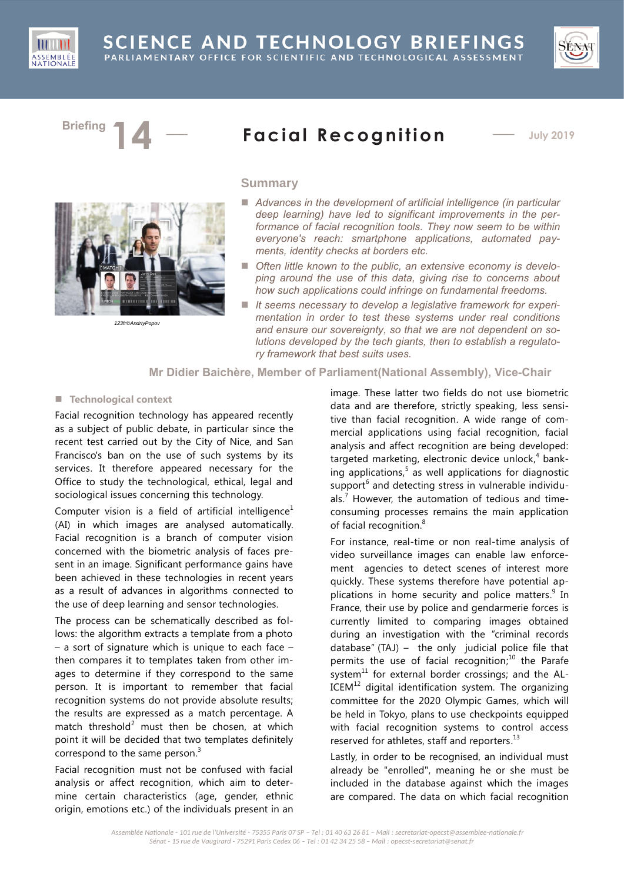# SCIENCE AND TECHNOLOGY BRIEFINGS

PARLIAMENTARY OFFICE FOR SCIENTIFIC AND TECHNOLOGICAL ASSESSMENT

Briefing 14 — **Facial Recognition** — July 2019

123rf©AndriyPopov

## Summary

- *Advances in the development of artificial intelligence (in particular deep learning) have led to significant improvements in the performance of facial recognition tools. They now seem to be within everyone's reach: smartphone applications, automated payments, identity checks at borders etc.*
- *Often little known to the public, an extensive economy is developing around the use of this data, giving rise to concerns about how such applications could infringe on fundamental freedoms.*
- *It seems necessary to develop a legislative framework for experimentation in order to test these systems under real conditions and ensure our sovereignty, so that we are not dependent on solutions developed by the tech giants, then to establish a regulatory framework that best suits uses.*

**Mr Didier Baichère, Member of Parliament(National Assembly), Vice-Chair**

### Technological context

Facial recognition technology has appeared recently as a subject of public debate, in particular since the recent test carried out by the City of Nice, and San Francisco's ban on the use of such systems by its services. It therefore appeared necessary for the Office to study the technological, ethical, legal and sociological issues concerning this technology.

Computer vision is a field of artificial intelligence[1] (AI) in which images are analysed automatically. Facial recognition is a branch of computer vision concerned with the biometric analysis of faces present in an image. Significant performance gains have been achieved in these technologies in recent years as a result of advances in algorithms connected to the use of deep learning and sensor technologies.

The process can be schematically described as follows: the algorithm extracts a template from a photo – a sort of signature which is unique to each face – then compares it to templates taken from other images to determine if they correspond to the same person. It is important to remember that facial recognition systems do not provide absolute results; the results are expressed as a match percentage. A match threshold[2] must then be chosen, at which point it will be decided that two templates definitely correspond to the same person.[3]

Facial recognition must not be confused with facial analysis or affect recognition, which aim to determine certain characteristics (age, gender, ethnic origin, emotions etc.) of the individuals present in an image. These latter two fields do not use biometric data and are therefore, strictly speaking, less sensitive than facial recognition. A wide range of commercial applications using facial recognition, facial analysis and affect recognition are being developed: targeted marketing, electronic device unlock,[4] banking applications,[5] as well applications for diagnostic support[6] and detecting stress in vulnerable individuals.[7] However, the automation of tedious and time-consuming processes remains the main application of facial recognition.[8]

For instance, real-time or non real-time analysis of video surveillance images can enable law enforcement agencies to detect scenes of interest more quickly. These systems therefore have potential applications in home security and police matters.[9] In France, their use by police and gendarmerie forces is currently limited to comparing images obtained during an investigation with the "criminal records database" (TAJ) – the only judicial police file that permits the use of facial recognition;[10] the Parafe system[11] for external border crossings; and the ALICEM[12] digital identification system. The organizing committee for the 2020 Olympic Games, which will be held in Tokyo, plans to use checkpoints equipped with facial recognition systems to control access reserved for athletes, staff and reporters.[13]

Lastly, in order to be recognised, an individual must already be "enrolled", meaning he or she must be included in the database against which the images are compared. The data on which facial recognition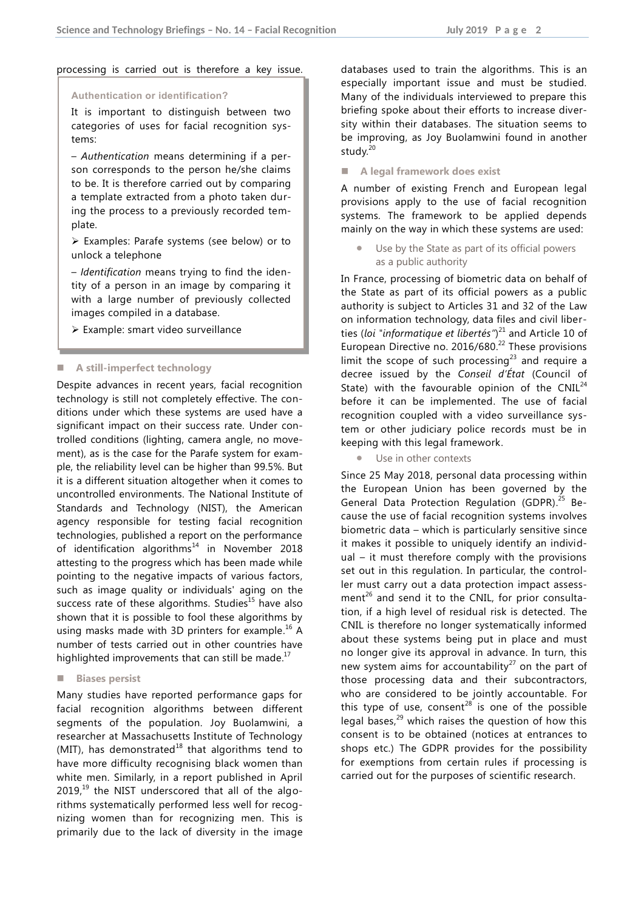processing is carried out is therefore a key issue.

**Authentication or identification?**

It is important to distinguish between two categories of uses for facial recognition systems:

– *Authentication* means determining if a person corresponds to the person he/she claims to be. It is therefore carried out by comparing a template extracted from a photo taken during the process to a previously recorded template.

➢ Examples: Parafe systems (see below) or to unlock a telephone

– *Identification* means trying to find the identity of a person in an image by comparing it with a large number of previously collected images compiled in a database.

➢ Example: smart video surveillance

## A still-imperfect technology

Despite advances in recent years, facial recognition technology is still not completely effective. The conditions under which these systems are used have a significant impact on their success rate. Under controlled conditions (lighting, camera angle, no movement), as is the case for the Parafe system for example, the reliability level can be higher than 99.5%. But it is a different situation altogether when it comes to uncontrolled environments. The National Institute of Standards and Technology (NIST), the American agency responsible for testing facial recognition technologies, published a report on the performance of identification algorithms[14] in November 2018 attesting to the progress which has been made while pointing to the negative impacts of various factors, such as image quality or individuals' aging on the success rate of these algorithms. Studies[15] have also shown that it is possible to fool these algorithms by using masks made with 3D printers for example.[16] A number of tests carried out in other countries have highlighted improvements that can still be made.[17]

## Biases persist

Many studies have reported performance gaps for facial recognition algorithms between different segments of the population. Joy Buolamwini, a researcher at Massachusetts Institute of Technology (MIT), has demonstrated[18] that algorithms tend to have more difficulty recognising black women than white men. Similarly, in a report published in April 2019,[19] the NIST underscored that all of the algorithms systematically performed less well for recognizing women than for recognizing men. This is primarily due to the lack of diversity in the image databases used to train the algorithms. This is an especially important issue and must be studied. Many of the individuals interviewed to prepare this briefing spoke about their efforts to increase diversity within their databases. The situation seems to be improving, as Joy Buolamwini found in another study.[20]

## A legal framework does exist

A number of existing French and European legal provisions apply to the use of facial recognition systems. The framework to be applied depends mainly on the way in which these systems are used:

- Use by the State as part of its official powers as a public authority

In France, processing of biometric data on behalf of the State as part of its official powers as a public authority is subject to Articles 31 and 32 of the Law on information technology, data files and civil liberties (*loi "informatique et libertés"*)[21] and Article 10 of European Directive no. 2016/680.[22] These provisions limit the scope of such processing[23] and require a decree issued by the *Conseil d'État* (Council of State) with the favourable opinion of the CNIL[24] before it can be implemented. The use of facial recognition coupled with a video surveillance system or other judiciary police records must be in keeping with this legal framework.

- Use in other contexts

Since 25 May 2018, personal data processing within the European Union has been governed by the General Data Protection Regulation (GDPR).[25] Because the use of facial recognition systems involves biometric data – which is particularly sensitive since it makes it possible to uniquely identify an individual – it must therefore comply with the provisions set out in this regulation. In particular, the controller must carry out a data protection impact assessment[26] and send it to the CNIL, for prior consultation, if a high level of residual risk is detected. The CNIL is therefore no longer systematically informed about these systems being put in place and must no longer give its approval in advance. In turn, this new system aims for accountability[27] on the part of those processing data and their subcontractors, who are considered to be jointly accountable. For this type of use, consent[28] is one of the possible legal bases,[29] which raises the question of how this consent is to be obtained (notices at entrances to shops etc.) The GDPR provides for the possibility for exemptions from certain rules if processing is carried out for the purposes of scientific research.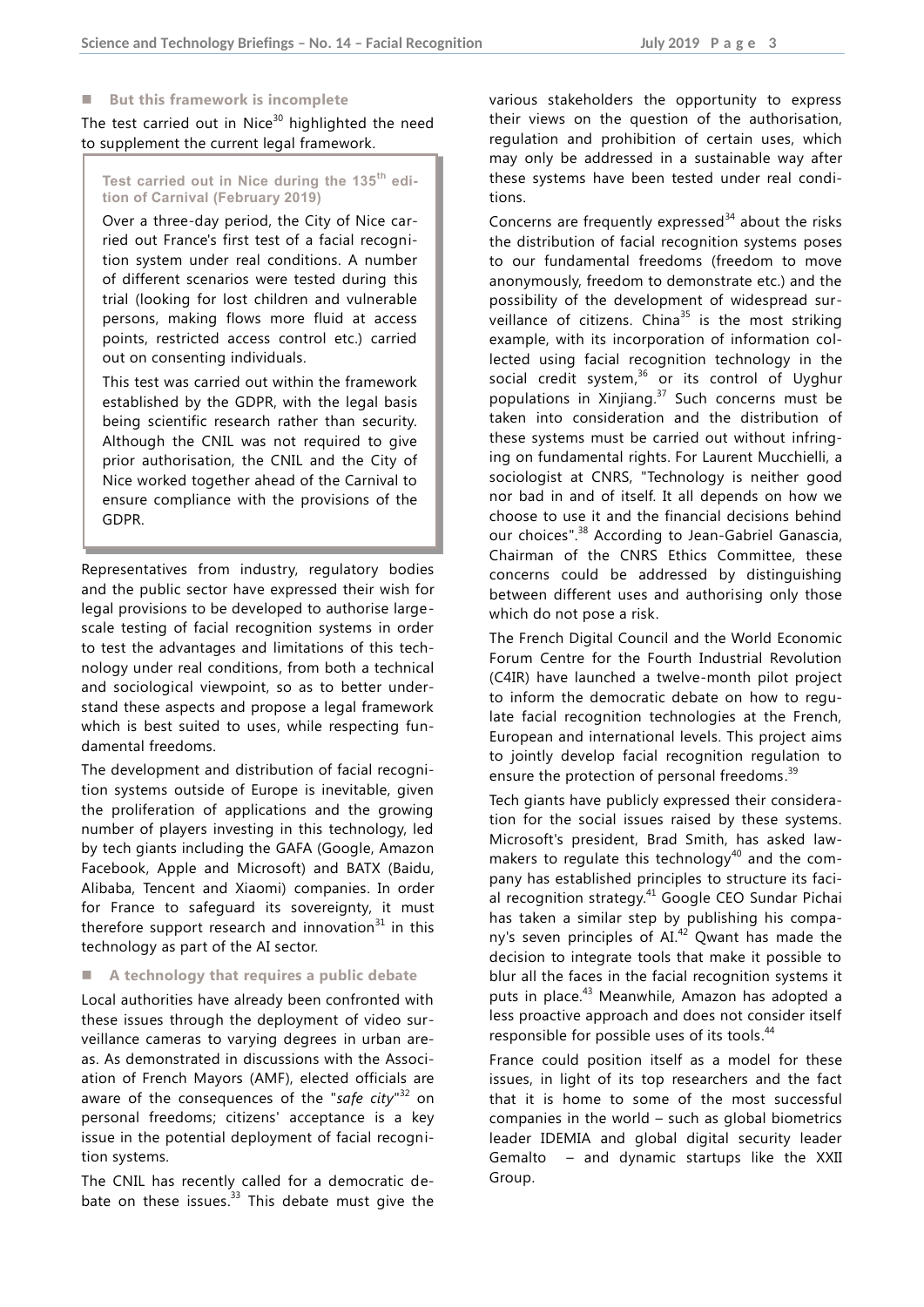### But this framework is incomplete

The test carried out in Nice[30] highlighted the need to supplement the current legal framework.

> **Test carried out in Nice during the 135th edition of Carnival (February 2019)**
>
> Over a three-day period, the City of Nice carried out France's first test of a facial recognition system under real conditions. A number of different scenarios were tested during this trial (looking for lost children and vulnerable persons, making flows more fluid at access points, restricted access control etc.) carried out on consenting individuals.
>
> This test was carried out within the framework established by the GDPR, with the legal basis being scientific research rather than security. Although the CNIL was not required to give prior authorisation, the CNIL and the City of Nice worked together ahead of the Carnival to ensure compliance with the provisions of the GDPR.

Representatives from industry, regulatory bodies and the public sector have expressed their wish for legal provisions to be developed to authorise large-scale testing of facial recognition systems in order to test the advantages and limitations of this technology under real conditions, from both a technical and sociological viewpoint, so as to better understand these aspects and propose a legal framework which is best suited to uses, while respecting fundamental freedoms.

The development and distribution of facial recognition systems outside of Europe is inevitable, given the proliferation of applications and the growing number of players investing in this technology, led by tech giants including the GAFA (Google, Amazon Facebook, Apple and Microsoft) and BATX (Baidu, Alibaba, Tencent and Xiaomi) companies. In order for France to safeguard its sovereignty, it must therefore support research and innovation[31] in this technology as part of the AI sector.

### A technology that requires a public debate

Local authorities have already been confronted with these issues through the deployment of video surveillance cameras to varying degrees in urban areas. As demonstrated in discussions with the Association of French Mayors (AMF), elected officials are aware of the consequences of the "*safe city*"[32] on personal freedoms; citizens' acceptance is a key issue in the potential deployment of facial recognition systems.

The CNIL has recently called for a democratic debate on these issues.[33] This debate must give the various stakeholders the opportunity to express their views on the question of the authorisation, regulation and prohibition of certain uses, which may only be addressed in a sustainable way after these systems have been tested under real conditions.

Concerns are frequently expressed[34] about the risks the distribution of facial recognition systems poses to our fundamental freedoms (freedom to move anonymously, freedom to demonstrate etc.) and the possibility of the development of widespread surveillance of citizens. China[35] is the most striking example, with its incorporation of information collected using facial recognition technology in the social credit system,[36] or its control of Uyghur populations in Xinjiang.[37] Such concerns must be taken into consideration and the distribution of these systems must be carried out without infringing on fundamental rights. For Laurent Mucchielli, a sociologist at CNRS, "Technology is neither good nor bad in and of itself. It all depends on how we choose to use it and the financial decisions behind our choices".[38] According to Jean-Gabriel Ganascia, Chairman of the CNRS Ethics Committee, these concerns could be addressed by distinguishing between different uses and authorising only those which do not pose a risk.

The French Digital Council and the World Economic Forum Centre for the Fourth Industrial Revolution (C4IR) have launched a twelve-month pilot project to inform the democratic debate on how to regulate facial recognition technologies at the French, European and international levels. This project aims to jointly develop facial recognition regulation to ensure the protection of personal freedoms.[39]

Tech giants have publicly expressed their consideration for the social issues raised by these systems. Microsoft's president, Brad Smith, has asked lawmakers to regulate this technology[40] and the company has established principles to structure its facial recognition strategy.[41] Google CEO Sundar Pichai has taken a similar step by publishing his company's seven principles of AI.[42] Qwant has made the decision to integrate tools that make it possible to blur all the faces in the facial recognition systems it puts in place.[43] Meanwhile, Amazon has adopted a less proactive approach and does not consider itself responsible for possible uses of its tools.[44]

France could position itself as a model for these issues, in light of its top researchers and the fact that it is home to some of the most successful companies in the world – such as global biometrics leader IDEMIA and global digital security leader Gemalto – and dynamic startups like the XXII Group.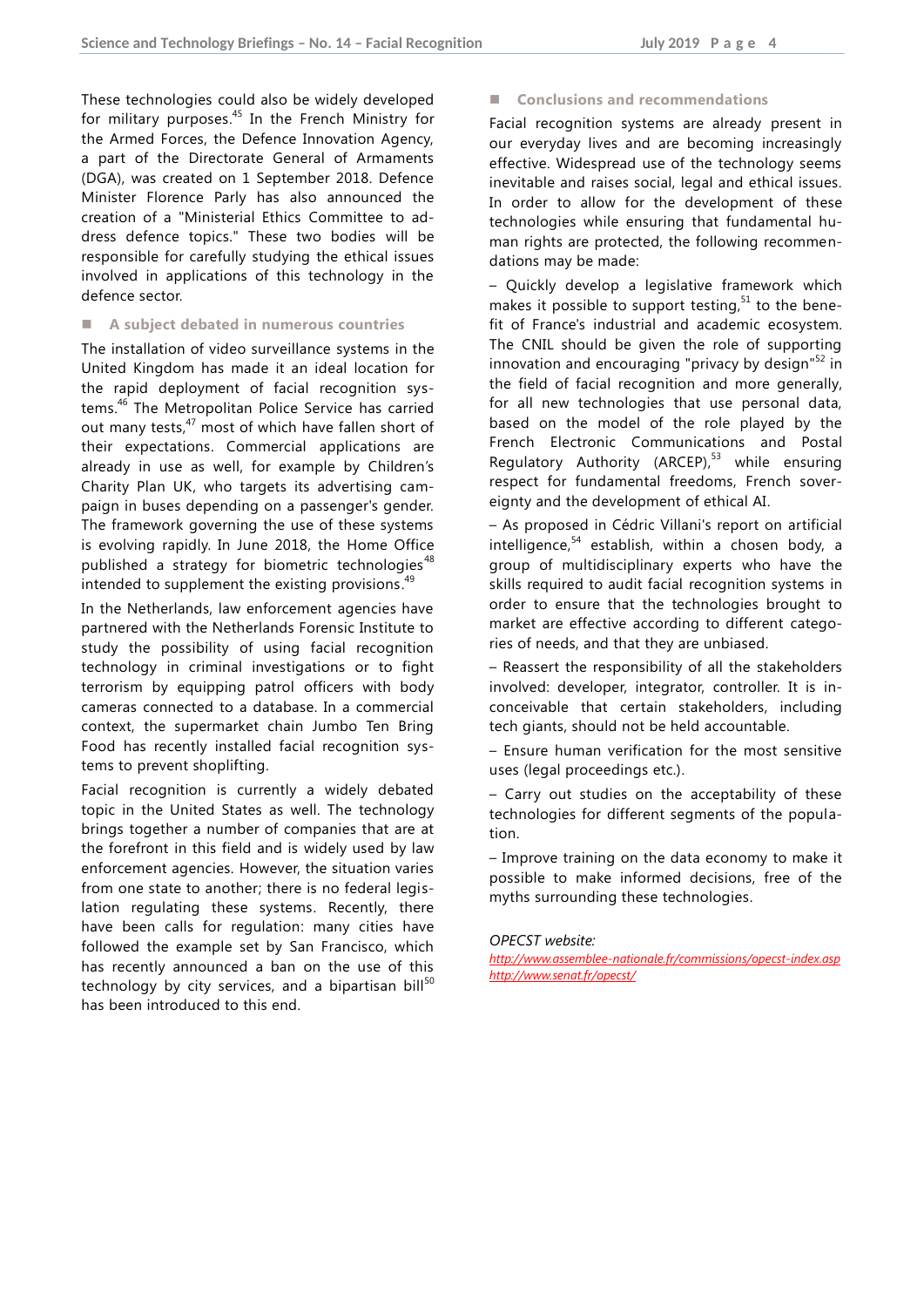These technologies could also be widely developed for military purposes.[45] In the French Ministry for the Armed Forces, the Defence Innovation Agency, a part of the Directorate General of Armaments (DGA), was created on 1 September 2018. Defence Minister Florence Parly has also announced the creation of a "Ministerial Ethics Committee to address defence topics." These two bodies will be responsible for carefully studying the ethical issues involved in applications of this technology in the defence sector.

## A subject debated in numerous countries

The installation of video surveillance systems in the United Kingdom has made it an ideal location for the rapid deployment of facial recognition systems.[46] The Metropolitan Police Service has carried out many tests,[47] most of which have fallen short of their expectations. Commercial applications are already in use as well, for example by Children's Charity Plan UK, who targets its advertising campaign in buses depending on a passenger's gender. The framework governing the use of these systems is evolving rapidly. In June 2018, the Home Office published a strategy for biometric technologies[48] intended to supplement the existing provisions.[49]

In the Netherlands, law enforcement agencies have partnered with the Netherlands Forensic Institute to study the possibility of using facial recognition technology in criminal investigations or to fight terrorism by equipping patrol officers with body cameras connected to a database. In a commercial context, the supermarket chain Jumbo Ten Bring Food has recently installed facial recognition systems to prevent shoplifting.

Facial recognition is currently a widely debated topic in the United States as well. The technology brings together a number of companies that are at the forefront in this field and is widely used by law enforcement agencies. However, the situation varies from one state to another; there is no federal legislation regulating these systems. Recently, there have been calls for regulation: many cities have followed the example set by San Francisco, which has recently announced a ban on the use of this technology by city services, and a bipartisan bill[50] has been introduced to this end.

## Conclusions and recommendations

Facial recognition systems are already present in our everyday lives and are becoming increasingly effective. Widespread use of the technology seems inevitable and raises social, legal and ethical issues. In order to allow for the development of these technologies while ensuring that fundamental human rights are protected, the following recommendations may be made:

– Quickly develop a legislative framework which makes it possible to support testing,[51] to the benefit of France's industrial and academic ecosystem. The CNIL should be given the role of supporting innovation and encouraging "privacy by design"[52] in the field of facial recognition and more generally, for all new technologies that use personal data, based on the model of the role played by the French Electronic Communications and Postal Regulatory Authority (ARCEP),[53] while ensuring respect for fundamental freedoms, French sovereignty and the development of ethical AI.

– As proposed in Cédric Villani's report on artificial intelligence,[54] establish, within a chosen body, a group of multidisciplinary experts who have the skills required to audit facial recognition systems in order to ensure that the technologies brought to market are effective according to different categories of needs, and that they are unbiased.

– Reassert the responsibility of all the stakeholders involved: developer, integrator, controller. It is inconceivable that certain stakeholders, including tech giants, should not be held accountable.

– Ensure human verification for the most sensitive uses (legal proceedings etc.).

– Carry out studies on the acceptability of these technologies for different segments of the population.

– Improve training on the data economy to make it possible to make informed decisions, free of the myths surrounding these technologies.

*OPECST website:*

*http://www.assemblee-nationale.fr/commissions/opecst-index.asp*
*http://www.senat.fr/opecst/*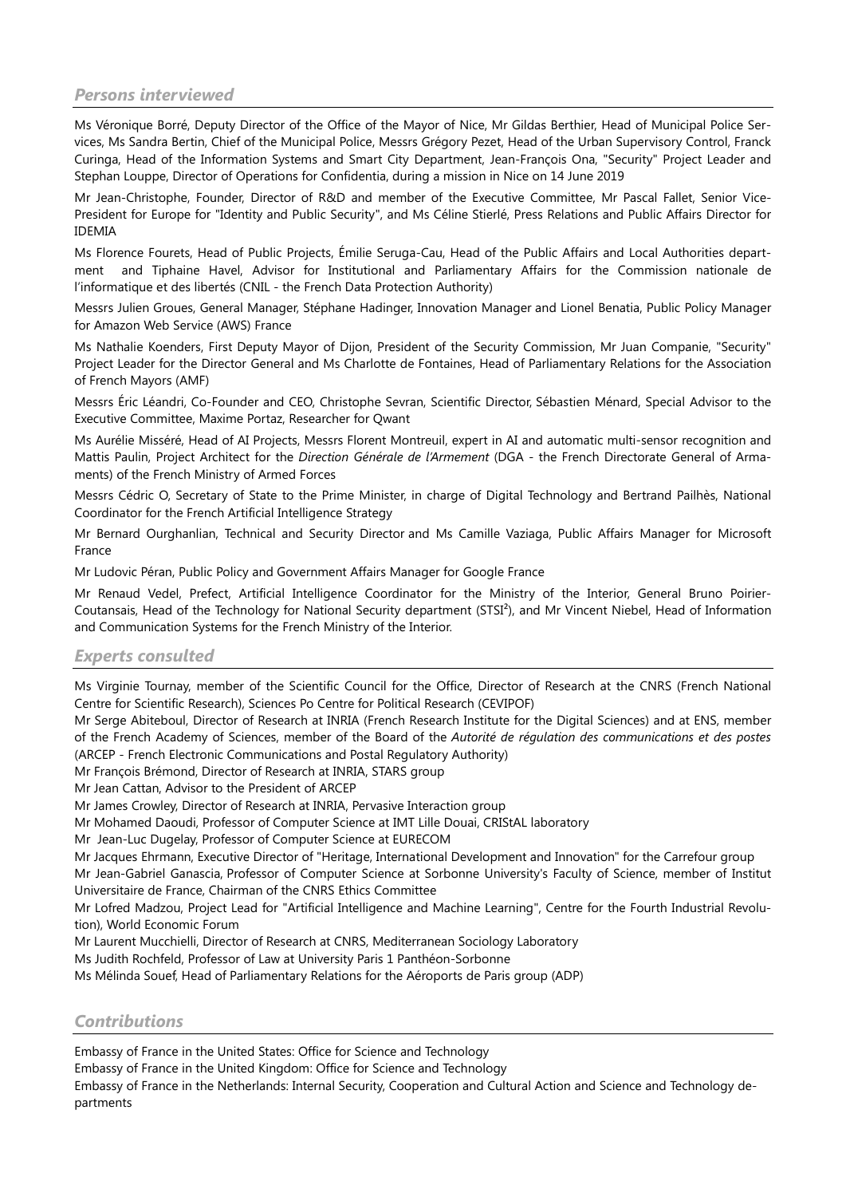## *Persons interviewed*

Ms Véronique Borré, Deputy Director of the Office of the Mayor of Nice, Mr Gildas Berthier, Head of Municipal Police Services, Ms Sandra Bertin, Chief of the Municipal Police, Messrs Grégory Pezet, Head of the Urban Supervisory Control, Franck Curinga, Head of the Information Systems and Smart City Department, Jean-François Ona, "Security" Project Leader and Stephan Louppe, Director of Operations for Confidentia, during a mission in Nice on 14 June 2019

Mr Jean-Christophe, Founder, Director of R&D and member of the Executive Committee, Mr Pascal Fallet, Senior Vice-President for Europe for "Identity and Public Security", and Ms Céline Stierlé, Press Relations and Public Affairs Director for IDEMIA

Ms Florence Fourets, Head of Public Projects, Émilie Seruga-Cau, Head of the Public Affairs and Local Authorities department and Tiphaine Havel, Advisor for Institutional and Parliamentary Affairs for the Commission nationale de l'informatique et des libertés (CNIL - the French Data Protection Authority)

Messrs Julien Groues, General Manager, Stéphane Hadinger, Innovation Manager and Lionel Benatia, Public Policy Manager for Amazon Web Service (AWS) France

Ms Nathalie Koenders, First Deputy Mayor of Dijon, President of the Security Commission, Mr Juan Companie, "Security" Project Leader for the Director General and Ms Charlotte de Fontaines, Head of Parliamentary Relations for the Association of French Mayors (AMF)

Messrs Éric Léandri, Co-Founder and CEO, Christophe Sevran, Scientific Director, Sébastien Ménard, Special Advisor to the Executive Committee, Maxime Portaz, Researcher for Qwant

Ms Aurélie Misséré, Head of AI Projects, Messrs Florent Montreuil, expert in AI and automatic multi-sensor recognition and Mattis Paulin, Project Architect for the *Direction Générale de l'Armement* (DGA - the French Directorate General of Armaments) of the French Ministry of Armed Forces

Messrs Cédric O, Secretary of State to the Prime Minister, in charge of Digital Technology and Bertrand Pailhès, National Coordinator for the French Artificial Intelligence Strategy

Mr Bernard Ourghanlian, Technical and Security Director and Ms Camille Vaziaga, Public Affairs Manager for Microsoft France

Mr Ludovic Péran, Public Policy and Government Affairs Manager for Google France

Mr Renaud Vedel, Prefect, Artificial Intelligence Coordinator for the Ministry of the Interior, General Bruno Poirier-Coutansais, Head of the Technology for National Security department (STSI²), and Mr Vincent Niebel, Head of Information and Communication Systems for the French Ministry of the Interior.

## *Experts consulted*

Ms Virginie Tournay, member of the Scientific Council for the Office, Director of Research at the CNRS (French National Centre for Scientific Research), Sciences Po Centre for Political Research (CEVIPOF)

Mr Serge Abiteboul, Director of Research at INRIA (French Research Institute for the Digital Sciences) and at ENS, member of the French Academy of Sciences, member of the Board of the *Autorité de régulation des communications et des postes* (ARCEP - French Electronic Communications and Postal Regulatory Authority)

Mr François Brémond, Director of Research at INRIA, STARS group

Mr Jean Cattan, Advisor to the President of ARCEP

Mr James Crowley, Director of Research at INRIA, Pervasive Interaction group

Mr Mohamed Daoudi, Professor of Computer Science at IMT Lille Douai, CRIStAL laboratory

Mr Jean-Luc Dugelay, Professor of Computer Science at EURECOM

Mr Jacques Ehrmann, Executive Director of "Heritage, International Development and Innovation" for the Carrefour group

Mr Jean-Gabriel Ganascia, Professor of Computer Science at Sorbonne University's Faculty of Science, member of Institut Universitaire de France, Chairman of the CNRS Ethics Committee

Mr Lofred Madzou, Project Lead for "Artificial Intelligence and Machine Learning", Centre for the Fourth Industrial Revolution), World Economic Forum

Mr Laurent Mucchielli, Director of Research at CNRS, Mediterranean Sociology Laboratory

Ms Judith Rochfeld, Professor of Law at University Paris 1 Panthéon-Sorbonne

Ms Mélinda Souef, Head of Parliamentary Relations for the Aéroports de Paris group (ADP)

## *Contributions*

Embassy of France in the United States: Office for Science and Technology

Embassy of France in the United Kingdom: Office for Science and Technology

Embassy of France in the Netherlands: Internal Security, Cooperation and Cultural Action and Science and Technology departments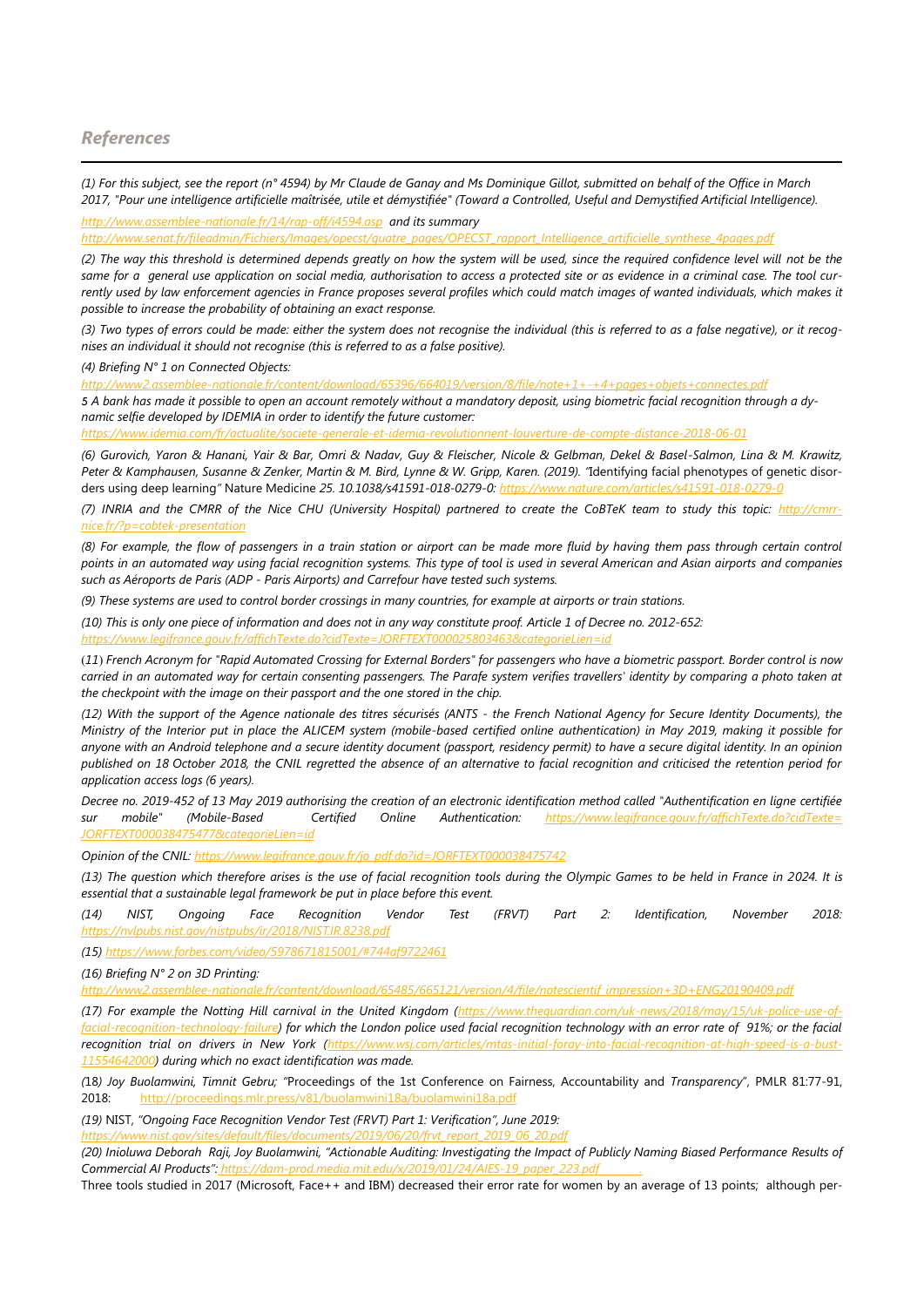## *References*

*(1) For this subject, see the report (n° 4594) by Mr Claude de Ganay and Ms Dominique Gillot, submitted on behalf of the Office in March 2017, "Pour une intelligence artificielle maîtrisée, utile et démystifiée" (Toward a Controlled, Useful and Demystified Artificial Intelligence).*

*http://www.assemblee-nationale.fr/14/rap-off/i4594.asp and its summary http://www.senat.fr/fileadmin/Fichiers/Images/opecst/quatre_pages/OPECST_rapport_Intelligence_artificielle_synthese_4pages.pdf*

*(2) The way this threshold is determined depends greatly on how the system will be used, since the required confidence level will not be the same for a general use application on social media, authorisation to access a protected site or as evidence in a criminal case. The tool currently used by law enforcement agencies in France proposes several profiles which could match images of wanted individuals, which makes it possible to increase the probability of obtaining an exact response.*

*(3) Two types of errors could be made: either the system does not recognise the individual (this is referred to as a false negative), or it recognises an individual it should not recognise (this is referred to as a false positive).*

*(4) Briefing N° 1 on Connected Objects: http://www2.assemblee-nationale.fr/content/download/65396/664019/version/8/file/note+1+-+4+pages+objets+connectes.pdf*

*5 A bank has made it possible to open an account remotely without a mandatory deposit, using biometric facial recognition through a dynamic selfie developed by IDEMIA in order to identify the future customer: https://www.idemia.com/fr/actualite/societe-generale-et-idemia-revolutionnent-louverture-de-compte-distance-2018-06-01*

*(6) Gurovich, Yaron & Hanani, Yair & Bar, Omri & Nadav, Guy & Fleischer, Nicole & Gelbman, Dekel & Basel-Salmon, Lina & M. Krawitz, Peter & Kamphausen, Susanne & Zenker, Martin & M. Bird, Lynne & W. Gripp, Karen. (2019). "Identifying facial phenotypes of genetic disorders using deep learning" Nature Medicine 25. 10.1038/s41591-018-0279-0: https://www.nature.com/articles/s41591-018-0279-0*

*(7) INRIA and the CMRR of the Nice CHU (University Hospital) partnered to create the CoBTeK team to study this topic: http://cmrr-nice.fr/?p=cobtek-presentation*

*(8) For example, the flow of passengers in a train station or airport can be made more fluid by having them pass through certain control points in an automated way using facial recognition systems. This type of tool is used in several American and Asian airports and companies such as Aéroports de Paris (ADP - Paris Airports) and Carrefour have tested such systems.*

*(9) These systems are used to control border crossings in many countries, for example at airports or train stations.*

*(10) This is only one piece of information and does not in any way constitute proof. Article 1 of Decree no. 2012-652: https://www.legifrance.gouv.fr/affichTexte.do?cidTexte=JORFTEXT000025803463&categorieLien=id*

*(11) French Acronym for "Rapid Automated Crossing for External Borders" for passengers who have a biometric passport. Border control is now carried in an automated way for certain consenting passengers. The Parafe system verifies travellers' identity by comparing a photo taken at the checkpoint with the image on their passport and the one stored in the chip.*

*(12) With the support of the Agence nationale des titres sécurisés (ANTS - the French National Agency for Secure Identity Documents), the Ministry of the Interior put in place the ALICEM system (mobile-based certified online authentication) in May 2019, making it possible for anyone with an Android telephone and a secure identity document (passport, residency permit) to have a secure digital identity. In an opinion published on 18 October 2018, the CNIL regretted the absence of an alternative to facial recognition and criticised the retention period for application access logs (6 years).*

*Decree no. 2019-452 of 13 May 2019 authorising the creation of an electronic identification method called "Authentification en ligne certifiée sur mobile" (Mobile-Based Certified Online Authentication: https://www.legifrance.gouv.fr/affichTexte.do?cidTexte=JORFTEXT000038475477&categorieLien=id*

*Opinion of the CNIL: https://www.legifrance.gouv.fr/jo_pdf.do?id=JORFTEXT000038475742*

*(13) The question which therefore arises is the use of facial recognition tools during the Olympic Games to be held in France in 2024. It is essential that a sustainable legal framework be put in place before this event.*

*(14) NIST, Ongoing Face Recognition Vendor Test (FRVT) Part 2: Identification, November 2018: https://nvlpubs.nist.gov/nistpubs/ir/2018/NIST.IR.8238.pdf*

*(15) https://www.forbes.com/video/5978671815001/#744af9722461*

*(16) Briefing N° 2 on 3D Printing: http://www2.assemblee-nationale.fr/content/download/65485/665121/version/4/file/notescientif_impression+3D+ENG20190409.pdf*

*(17) For example the Notting Hill carnival in the United Kingdom (https://www.theguardian.com/uk-news/2018/may/15/uk-police-use-of-facial-recognition-technology-failure) for which the London police used facial recognition technology with an error rate of 91%; or the facial recognition trial on drivers in New York (https://www.wsj.com/articles/mtas-initial-foray-into-facial-recognition-at-high-speed-is-a-bust-11554642000) during which no exact identification was made.*

*(18) Joy Buolamwini, Timnit Gebru; "*Proceedings of the 1st Conference on Fairness, Accountability and *Transparency*", PMLR 81:77-91, 2018: http://proceedings.mlr.press/v81/buolamwini18a/buolamwini18a.pdf

*(19)* NIST, *"Ongoing Face Recognition Vendor Test (FRVT) Part 1: Verification", June 2019: https://www.nist.gov/sites/default/files/documents/2019/06/20/frvt_report_2019_06_20.pdf*

*(20) Inioluwa Deborah Raji, Joy Buolamwini, "Actionable Auditing: Investigating the Impact of Publicly Naming Biased Performance Results of Commercial AI Products": https://dam-prod.media.mit.edu/x/2019/01/24/AIES-19_paper_223.pdf .*

Three tools studied in 2017 (Microsoft, Face++ and IBM) decreased their error rate for women by an average of 13 points; although per-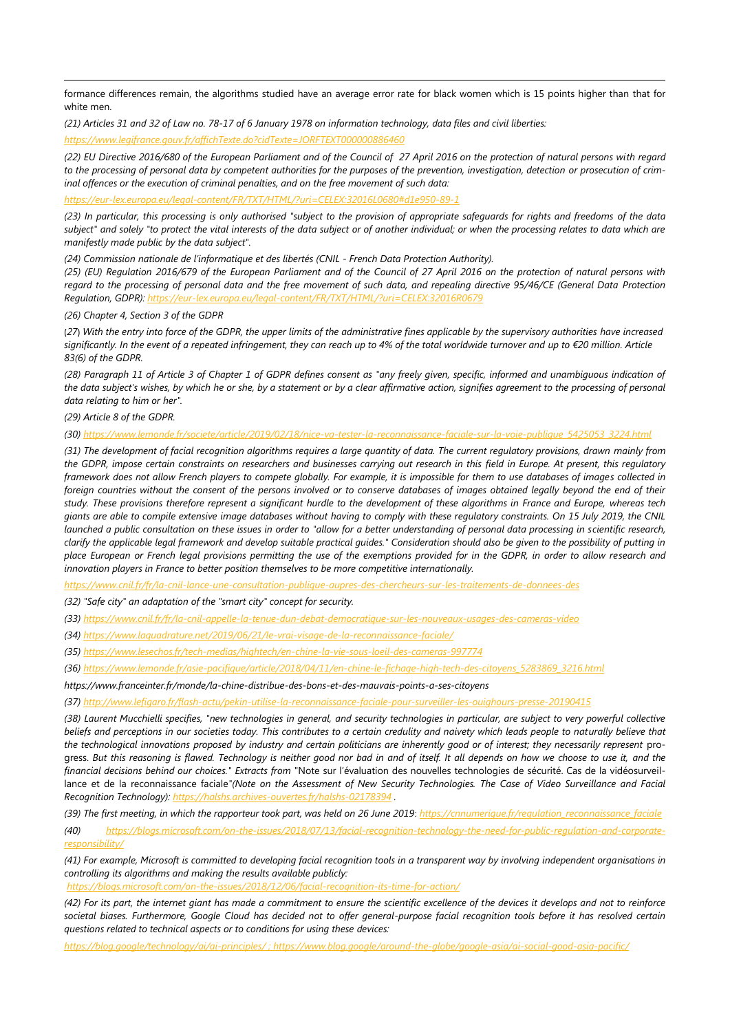formance differences remain, the algorithms studied have an average error rate for black women which is 15 points higher than that for white men.

*(21) Articles 31 and 32 of Law no. 78-17 of 6 January 1978 on information technology, data files and civil liberties:*

*https://www.legifrance.gouv.fr/affichTexte.do?cidTexte=JORFTEXT000000886460*

*(22) EU Directive 2016/680 of the European Parliament and of the Council of 27 April 2016 on the protection of natural persons with regard to the processing of personal data by competent authorities for the purposes of the prevention, investigation, detection or prosecution of criminal offences or the execution of criminal penalties, and on the free movement of such data:*

*https://eur-lex.europa.eu/legal-content/FR/TXT/HTML/?uri=CELEX:32016L0680#d1e950-89-1*

*(23) In particular, this processing is only authorised "subject to the provision of appropriate safeguards for rights and freedoms of the data subject" and solely "to protect the vital interests of the data subject or of another individual; or when the processing relates to data which are manifestly made public by the data subject".*

*(24) Commission nationale de l'informatique et des libertés (CNIL - French Data Protection Authority).*

*(25) (EU) Regulation 2016/679 of the European Parliament and of the Council of 27 April 2016 on the protection of natural persons with regard to the processing of personal data and the free movement of such data, and repealing directive 95/46/CE (General Data Protection Regulation, GDPR): https://eur-lex.europa.eu/legal-content/FR/TXT/HTML/?uri=CELEX:32016R0679*

*(26) Chapter 4, Section 3 of the GDPR*

*(27) With the entry into force of the GDPR, the upper limits of the administrative fines applicable by the supervisory authorities have increased significantly. In the event of a repeated infringement, they can reach up to 4% of the total worldwide turnover and up to €20 million. Article 83(6) of the GDPR.*

*(28) Paragraph 11 of Article 3 of Chapter 1 of GDPR defines consent as "any freely given, specific, informed and unambiguous indication of the data subject's wishes, by which he or she, by a statement or by a clear affirmative action, signifies agreement to the processing of personal data relating to him or her".*

*(29) Article 8 of the GDPR.*

*(30) https://www.lemonde.fr/societe/article/2019/02/18/nice-va-tester-la-reconnaissance-faciale-sur-la-voie-publique_5425053_3224.html*

*(31) The development of facial recognition algorithms requires a large quantity of data. The current regulatory provisions, drawn mainly from the GDPR, impose certain constraints on researchers and businesses carrying out research in this field in Europe. At present, this regulatory framework does not allow French players to compete globally. For example, it is impossible for them to use databases of images collected in foreign countries without the consent of the persons involved or to conserve databases of images obtained legally beyond the end of their study. These provisions therefore represent a significant hurdle to the development of these algorithms in France and Europe, whereas tech giants are able to compile extensive image databases without having to comply with these regulatory constraints. On 15 July 2019, the CNIL launched a public consultation on these issues in order to "allow for a better understanding of personal data processing in scientific research, clarify the applicable legal framework and develop suitable practical guides." Consideration should also be given to the possibility of putting in place European or French legal provisions permitting the use of the exemptions provided for in the GDPR, in order to allow research and innovation players in France to better position themselves to be more competitive internationally.*

*https://www.cnil.fr/fr/la-cnil-lance-une-consultation-publique-aupres-des-chercheurs-sur-les-traitements-de-donnees-des*

*(32) "Safe city" an adaptation of the "smart city" concept for security.*

*(33) https://www.cnil.fr/fr/la-cnil-appelle-la-tenue-dun-debat-democratique-sur-les-nouveaux-usages-des-cameras-video*

*(34) https://www.laquadrature.net/2019/06/21/le-vrai-visage-de-la-reconnaissance-faciale/*

*(35) https://www.lesechos.fr/tech-medias/hightech/en-chine-la-vie-sous-loeil-des-cameras-997774*

*(36) https://www.lemonde.fr/asie-pacifique/article/2018/04/11/en-chine-le-fichage-high-tech-des-citoyens_5283869_3216.html*

*https://www.franceinter.fr/monde/la-chine-distribue-des-bons-et-des-mauvais-points-a-ses-citoyens*

*(37) http://www.lefigaro.fr/flash-actu/pekin-utilise-la-reconnaissance-faciale-pour-surveiller-les-ouighours-presse-20190415*

*(38) Laurent Mucchielli specifies, "new technologies in general, and security technologies in particular, are subject to very powerful collective beliefs and perceptions in our societies today. This contributes to a certain credulity and naivety which leads people to naturally believe that the technological innovations proposed by industry and certain politicians are inherently good or of interest; they necessarily represent progress. But this reasoning is flawed. Technology is neither good nor bad in and of itself. It all depends on how we choose to use it, and the financial decisions behind our choices." Extracts from* "Note sur l'évaluation des nouvelles technologies de sécurité. Cas de la vidéosurveillance et de la reconnaissance faciale"*(Note on the Assessment of New Security Technologies. The Case of Video Surveillance and Facial Recognition Technology): https://halshs.archives-ouvertes.fr/halshs-02178394 .*

*(39) The first meeting, in which the rapporteur took part, was held on 26 June 2019: https://cnnumerique.fr/regulation_reconnaissance_faciale*

*(40) https://blogs.microsoft.com/on-the-issues/2018/07/13/facial-recognition-technology-the-need-for-public-regulation-and-corporate-responsibility/*

*(41) For example, Microsoft is committed to developing facial recognition tools in a transparent way by involving independent organisations in controlling its algorithms and making the results available publicly:*

*https://blogs.microsoft.com/on-the-issues/2018/12/06/facial-recognition-its-time-for-action/*

*(42) For its part, the internet giant has made a commitment to ensure the scientific excellence of the devices it develops and not to reinforce societal biases. Furthermore, Google Cloud has decided not to offer general-purpose facial recognition tools before it has resolved certain questions related to technical aspects or to conditions for using these devices:*

*https://blog.google/technology/ai/ai-principles/ ; https://www.blog.google/around-the-globe/google-asia/ai-social-good-asia-pacific/*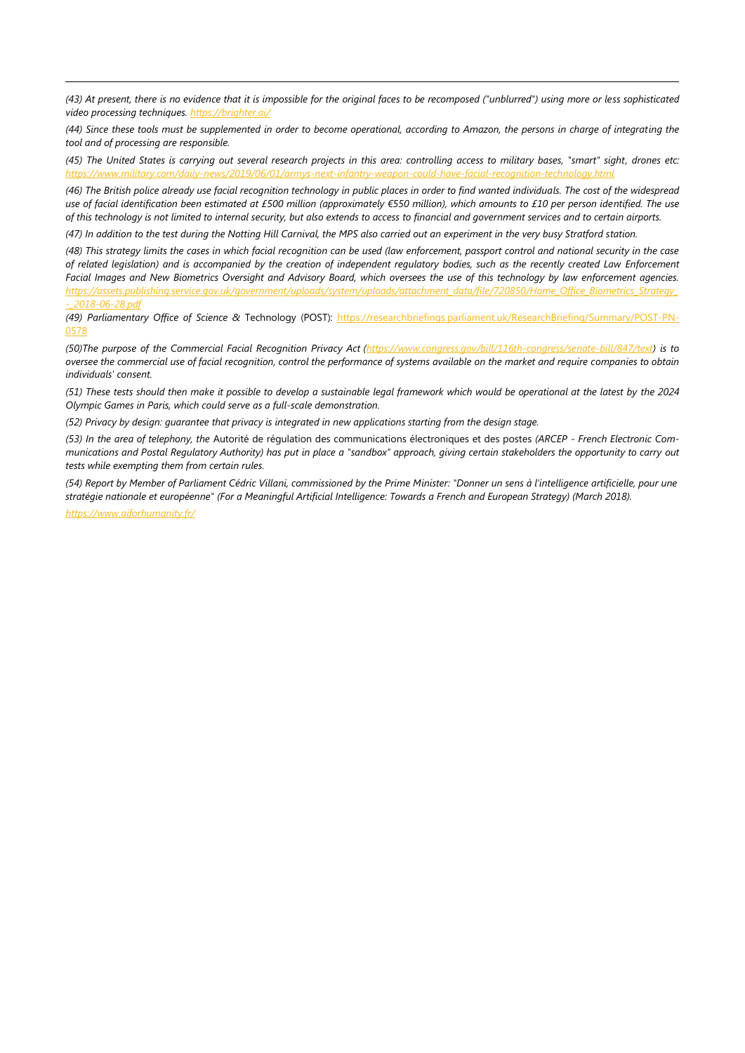*(43) At present, there is no evidence that it is impossible for the original faces to be recomposed ("unblurred") using more or less sophisticated video processing techniques. https://brighter.ai/*

*(44) Since these tools must be supplemented in order to become operational, according to Amazon, the persons in charge of integrating the tool and of processing are responsible.*

*(45) The United States is carrying out several research projects in this area: controlling access to military bases, "smart" sight, drones etc: https://www.military.com/daily-news/2019/06/01/armys-next-infantry-weapon-could-have-facial-recognition-technology.html*

*(46) The British police already use facial recognition technology in public places in order to find wanted individuals. The cost of the widespread use of facial identification been estimated at £500 million (approximately €550 million), which amounts to £10 per person identified. The use of this technology is not limited to internal security, but also extends to access to financial and government services and to certain airports.*

*(47) In addition to the test during the Notting Hill Carnival, the MPS also carried out an experiment in the very busy Stratford station.*

*(48) This strategy limits the cases in which facial recognition can be used (law enforcement, passport control and national security in the case of related legislation) and is accompanied by the creation of independent regulatory bodies, such as the recently created Law Enforcement Facial Images and New Biometrics Oversight and Advisory Board, which oversees the use of this technology by law enforcement agencies. https://assets.publishing.service.gov.uk/government/uploads/system/uploads/attachment_data/file/720850/Home_Office_Biometrics_Strategy_-_2018-06-28.pdf*

*(49) Parliamentary Office of Science &* Technology (POST): https://researchbriefings.parliament.uk/ResearchBriefing/Summary/POST-PN-0578

*(50)The purpose of the Commercial Facial Recognition Privacy Act (https://www.congress.gov/bill/116th-congress/senate-bill/847/text) is to oversee the commercial use of facial recognition, control the performance of systems available on the market and require companies to obtain individuals' consent.*

*(51) These tests should then make it possible to develop a sustainable legal framework which would be operational at the latest by the 2024 Olympic Games in Paris, which could serve as a full-scale demonstration.*

*(52) Privacy by design: guarantee that privacy is integrated in new applications starting from the design stage.*

*(53) In the area of telephony, the* Autorité de régulation des communications électroniques et des postes *(ARCEP - French Electronic Communications and Postal Regulatory Authority) has put in place a "sandbox" approach, giving certain stakeholders the opportunity to carry out tests while exempting them from certain rules.*

*(54) Report by Member of Parliament Cédric Villani, commissioned by the Prime Minister: "Donner un sens à l'intelligence artificielle, pour une stratégie nationale et européenne" (For a Meaningful Artificial Intelligence: Towards a French and European Strategy) (March 2018).*

*https://www.aiforhumanity.fr/*